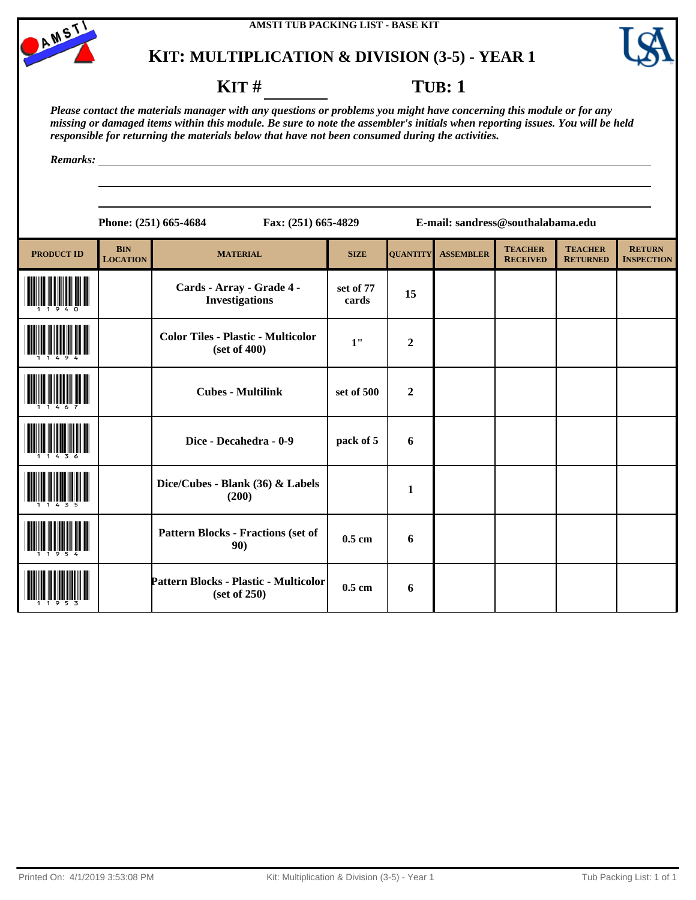AMSTI TUB PACKING LIST - BASE KIT

# KIT: MULTIPLICATION & DIVISION (3-5) - YEAR 1

**KIT #** ________ **TUB: 1**

*Please contact the materials manager with any questions or problems you might have concerning this module or for any missing or damaged items within this module. Be sure to note the assembler's initials when reporting issues. You will be held responsible for returning the materials below that have not been consumed during the activities.*

*Remarks:* ______________________________________________

______________________________________________

______________________________________________

**Phone: (251) 665-4684** **Fax: (251) 665-4829** **E-mail: sandress@southalabama.edu**

| PRODUCT ID | BIN LOCATION | MATERIAL | SIZE | QUANTITY | ASSEMBLER | TEACHER RECEIVED | TEACHER RETURNED | RETURN INSPECTION |
|---|---|---|---|---|---|---|---|---|
| 11940 | | Cards - Array - Grade 4 - Investigations | set of 77 cards | 15 | | | | |
| 11494 | | Color Tiles - Plastic - Multicolor (set of 400) | 1" | 2 | | | | |
| 11467 | | Cubes - Multilink | set of 500 | 2 | | | | |
| 11436 | | Dice - Decahedra - 0-9 | pack of 5 | 6 | | | | |
| 11435 | | Dice/Cubes - Blank (36) & Labels (200) | | 1 | | | | |
| 11954 | | Pattern Blocks - Fractions (set of 90) | 0.5 cm | 6 | | | | |
| 11953 | | Pattern Blocks - Plastic - Multicolor (set of 250) | 0.5 cm | 6 | | | | |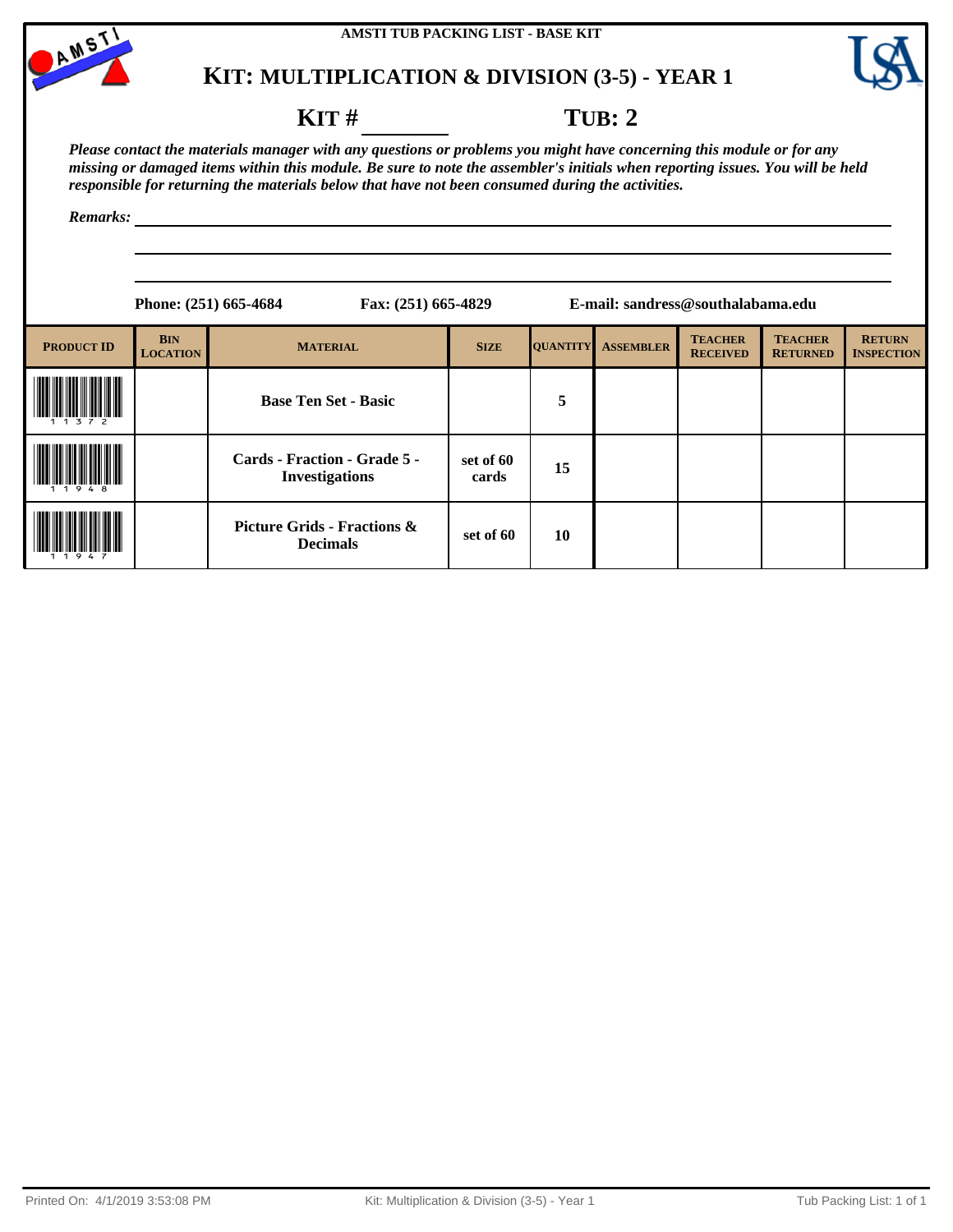AMSTI TUB PACKING LIST - BASE KIT

# KIT: MULTIPLICATION & DIVISION (3-5) - YEAR 1

## KIT # ________ TUB: 2

***Please contact the materials manager with any questions or problems you might have concerning this module or for any missing or damaged items within this module. Be sure to note the assembler's initials when reporting issues. You will be held responsible for returning the materials below that have not been consumed during the activities.***

***Remarks:*** ____________________________________________

**Phone: (251) 665-4684** **Fax: (251) 665-4829** **E-mail: sandress@southalabama.edu**

| PRODUCT ID | BIN LOCATION | MATERIAL | SIZE | QUANTITY | ASSEMBLER | TEACHER RECEIVED | TEACHER RETURNED | RETURN INSPECTION |
|---|---|---|---|---|---|---|---|---|
| 11372 | | **Base Ten Set - Basic** | | **5** | | | | |
| 11948 | | **Cards - Fraction - Grade 5 - Investigations** | **set of 60 cards** | **15** | | | | |
| 11947 | | **Picture Grids - Fractions & Decimals** | **set of 60** | **10** | | | | |

Printed On: 4/1/2019 3:53:08 PM

Kit: Multiplication & Division (3-5) - Year 1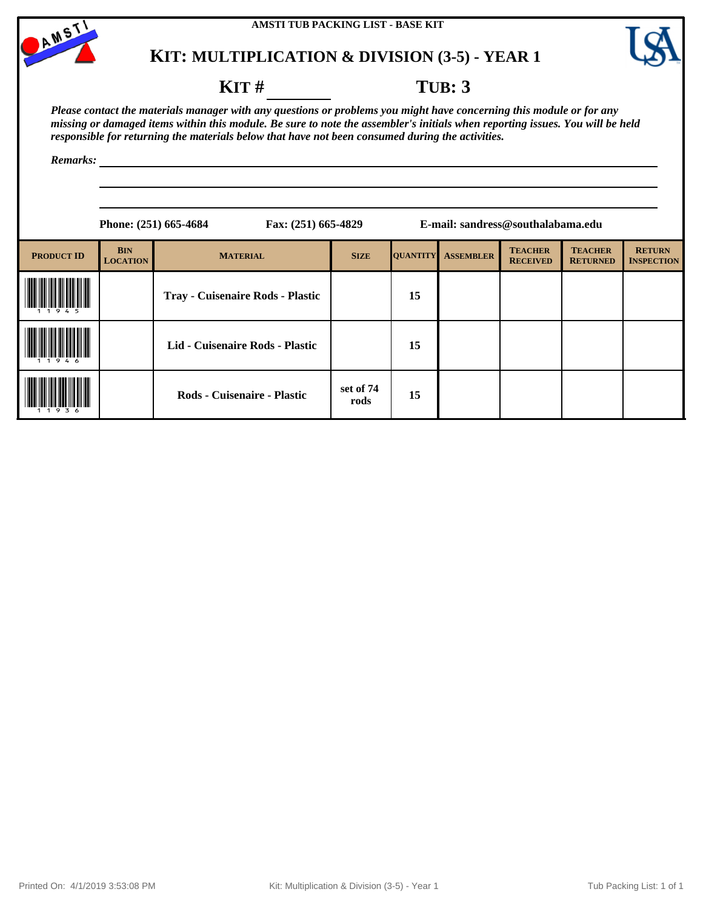AMSTI TUB PACKING LIST - BASE KIT

# KIT: MULTIPLICATION & DIVISION (3-5) - YEAR 1

**KIT # ________ TUB: 3**

*Please contact the materials manager with any questions or problems you might have concerning this module or for any missing or damaged items within this module. Be sure to note the assembler's initials when reporting issues. You will be held responsible for returning the materials below that have not been consumed during the activities.*

*Remarks:* ______________________________

Phone: (251) 665-4684 Fax: (251) 665-4829 E-mail: sandress@southalabama.edu

| PRODUCT ID | BIN LOCATION | MATERIAL | SIZE | QUANTITY | ASSEMBLER | TEACHER RECEIVED | TEACHER RETURNED | RETURN INSPECTION |
|---|---|---|---|---|---|---|---|---|
| 11945 | | Tray - Cuisenaire Rods - Plastic | | 15 | | | | |
| 11946 | | Lid - Cuisenaire Rods - Plastic | | 15 | | | | |
| 11936 | | Rods - Cuisenaire - Plastic | set of 74 rods | 15 | | | | |

Printed On: 4/1/2019 3:53:08 PM